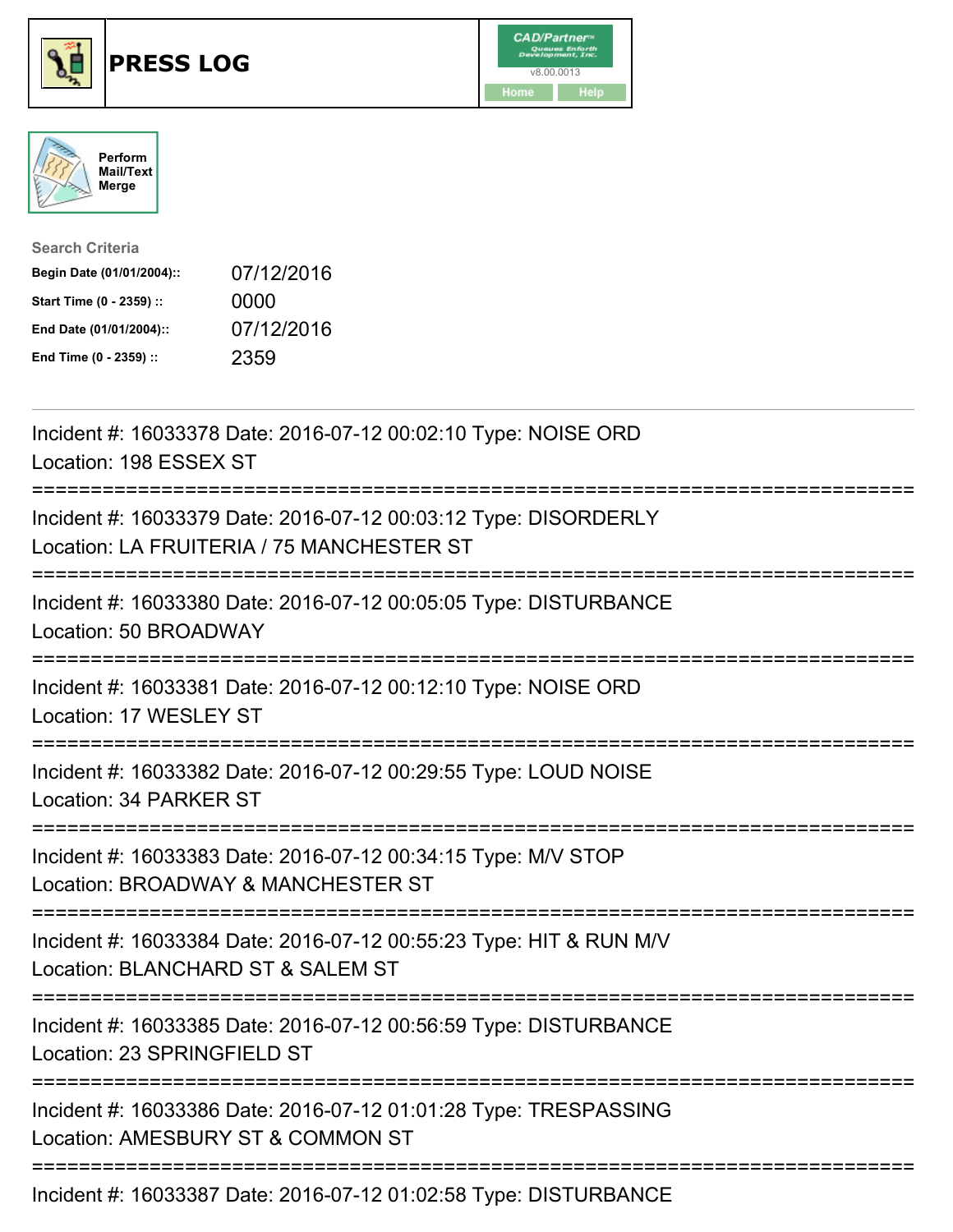# PRESS LOG

Perform Mail/Text Merge

**Search Criteria**

| | |
|---|---|
| **Begin Date (01/01/2004)::** | 07/12/2016 |
| **Start Time (0 - 2359) ::** | 0000 |
| **End Date (01/01/2004)::** | 07/12/2016 |
| **End Time (0 - 2359) ::** | 2359 |

---

Incident #: 16033378 Date: 2016-07-12 00:02:10 Type: NOISE ORD
Location: 198 ESSEX ST

===========================================================================

Incident #: 16033379 Date: 2016-07-12 00:03:12 Type: DISORDERLY
Location: LA FRUITERIA / 75 MANCHESTER ST

===========================================================================

Incident #: 16033380 Date: 2016-07-12 00:05:05 Type: DISTURBANCE
Location: 50 BROADWAY

===========================================================================

Incident #: 16033381 Date: 2016-07-12 00:12:10 Type: NOISE ORD
Location: 17 WESLEY ST

===========================================================================

Incident #: 16033382 Date: 2016-07-12 00:29:55 Type: LOUD NOISE
Location: 34 PARKER ST

===========================================================================

Incident #: 16033383 Date: 2016-07-12 00:34:15 Type: M/V STOP
Location: BROADWAY & MANCHESTER ST

===========================================================================

Incident #: 16033384 Date: 2016-07-12 00:55:23 Type: HIT & RUN M/V
Location: BLANCHARD ST & SALEM ST

===========================================================================

Incident #: 16033385 Date: 2016-07-12 00:56:59 Type: DISTURBANCE
Location: 23 SPRINGFIELD ST

===========================================================================

Incident #: 16033386 Date: 2016-07-12 01:01:28 Type: TRESPASSING
Location: AMESBURY ST & COMMON ST

===========================================================================

Incident #: 16033387 Date: 2016-07-12 01:02:58 Type: DISTURBANCE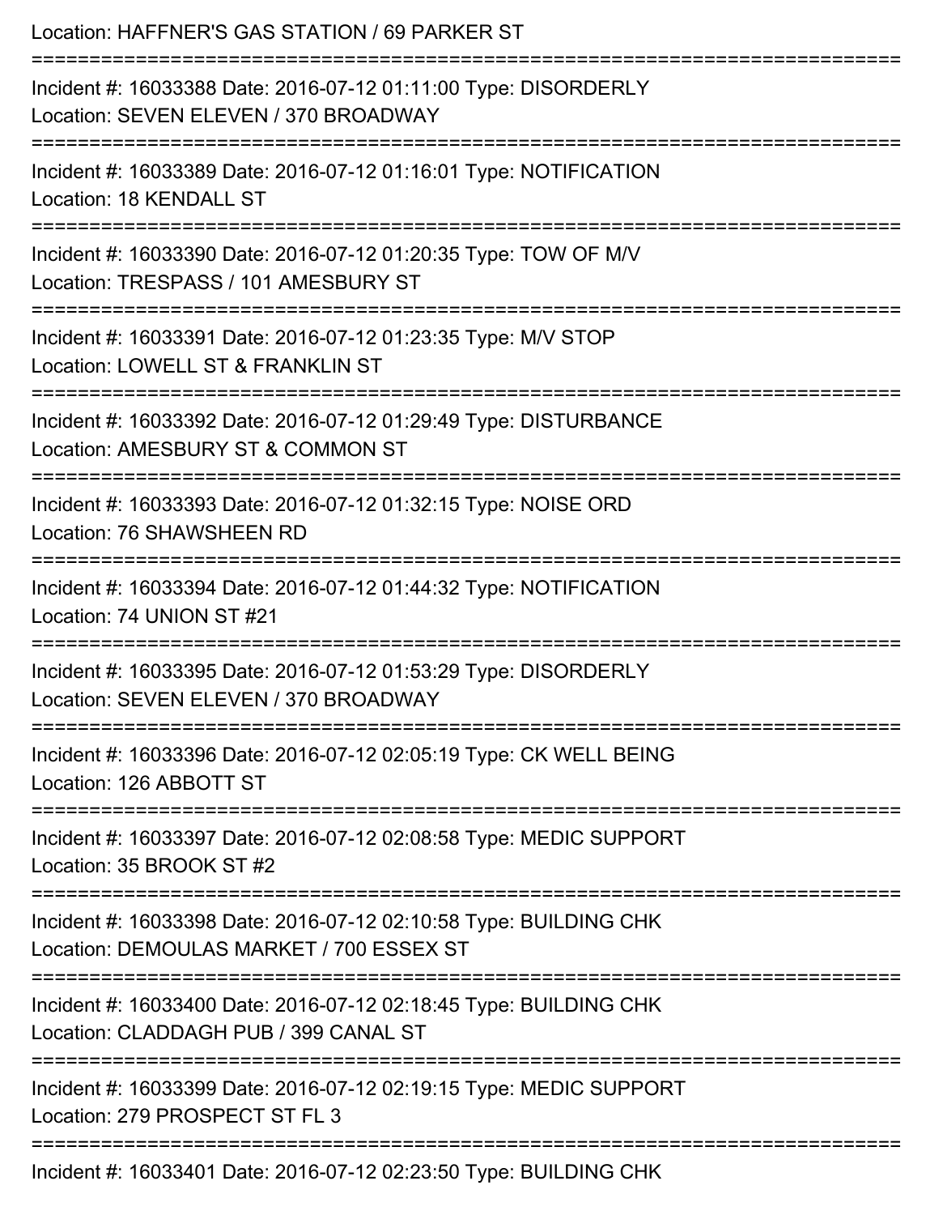Location: HAFFNER'S GAS STATION / 69 PARKER ST

===========================================================================

Incident #: 16033388 Date: 2016-07-12 01:11:00 Type: DISORDERLY
Location: SEVEN ELEVEN / 370 BROADWAY

===========================================================================

Incident #: 16033389 Date: 2016-07-12 01:16:01 Type: NOTIFICATION
Location: 18 KENDALL ST

===========================================================================

Incident #: 16033390 Date: 2016-07-12 01:20:35 Type: TOW OF M/V
Location: TRESPASS / 101 AMESBURY ST

===========================================================================

Incident #: 16033391 Date: 2016-07-12 01:23:35 Type: M/V STOP
Location: LOWELL ST & FRANKLIN ST

===========================================================================

Incident #: 16033392 Date: 2016-07-12 01:29:49 Type: DISTURBANCE
Location: AMESBURY ST & COMMON ST

===========================================================================

Incident #: 16033393 Date: 2016-07-12 01:32:15 Type: NOISE ORD
Location: 76 SHAWSHEEN RD

===========================================================================

Incident #: 16033394 Date: 2016-07-12 01:44:32 Type: NOTIFICATION
Location: 74 UNION ST #21

===========================================================================

Incident #: 16033395 Date: 2016-07-12 01:53:29 Type: DISORDERLY
Location: SEVEN ELEVEN / 370 BROADWAY

===========================================================================

Incident #: 16033396 Date: 2016-07-12 02:05:19 Type: CK WELL BEING
Location: 126 ABBOTT ST

===========================================================================

Incident #: 16033397 Date: 2016-07-12 02:08:58 Type: MEDIC SUPPORT
Location: 35 BROOK ST #2

===========================================================================

Incident #: 16033398 Date: 2016-07-12 02:10:58 Type: BUILDING CHK
Location: DEMOULAS MARKET / 700 ESSEX ST

===========================================================================

Incident #: 16033400 Date: 2016-07-12 02:18:45 Type: BUILDING CHK
Location: CLADDAGH PUB / 399 CANAL ST

===========================================================================

Incident #: 16033399 Date: 2016-07-12 02:19:15 Type: MEDIC SUPPORT
Location: 279 PROSPECT ST FL 3

===========================================================================

Incident #: 16033401 Date: 2016-07-12 02:23:50 Type: BUILDING CHK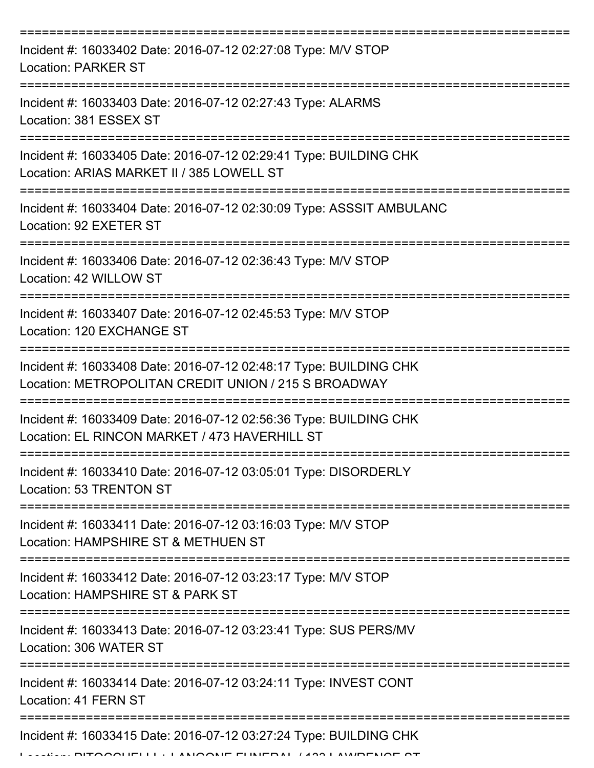===========================================================================
Incident #: 16033402 Date: 2016-07-12 02:27:08 Type: M/V STOP
Location: PARKER ST
===========================================================================
Incident #: 16033403 Date: 2016-07-12 02:27:43 Type: ALARMS
Location: 381 ESSEX ST
===========================================================================
Incident #: 16033405 Date: 2016-07-12 02:29:41 Type: BUILDING CHK
Location: ARIAS MARKET II / 385 LOWELL ST
===========================================================================
Incident #: 16033404 Date: 2016-07-12 02:30:09 Type: ASSSIT AMBULANC
Location: 92 EXETER ST
===========================================================================
Incident #: 16033406 Date: 2016-07-12 02:36:43 Type: M/V STOP
Location: 42 WILLOW ST
===========================================================================
Incident #: 16033407 Date: 2016-07-12 02:45:53 Type: M/V STOP
Location: 120 EXCHANGE ST
===========================================================================
Incident #: 16033408 Date: 2016-07-12 02:48:17 Type: BUILDING CHK
Location: METROPOLITAN CREDIT UNION / 215 S BROADWAY
===========================================================================
Incident #: 16033409 Date: 2016-07-12 02:56:36 Type: BUILDING CHK
Location: EL RINCON MARKET / 473 HAVERHILL ST
===========================================================================
Incident #: 16033410 Date: 2016-07-12 03:05:01 Type: DISORDERLY
Location: 53 TRENTON ST
===========================================================================
Incident #: 16033411 Date: 2016-07-12 03:16:03 Type: M/V STOP
Location: HAMPSHIRE ST & METHUEN ST
===========================================================================
Incident #: 16033412 Date: 2016-07-12 03:23:17 Type: M/V STOP
Location: HAMPSHIRE ST & PARK ST
===========================================================================
Incident #: 16033413 Date: 2016-07-12 03:23:41 Type: SUS PERS/MV
Location: 306 WATER ST
===========================================================================
Incident #: 16033414 Date: 2016-07-12 03:24:11 Type: INVEST CONT
Location: 41 FERN ST
===========================================================================
Incident #: 16033415 Date: 2016-07-12 03:27:24 Type: BUILDING CHK
Location: PITOCCHELLI + LANGONE FUNERAL / 132 LAWRENCE ST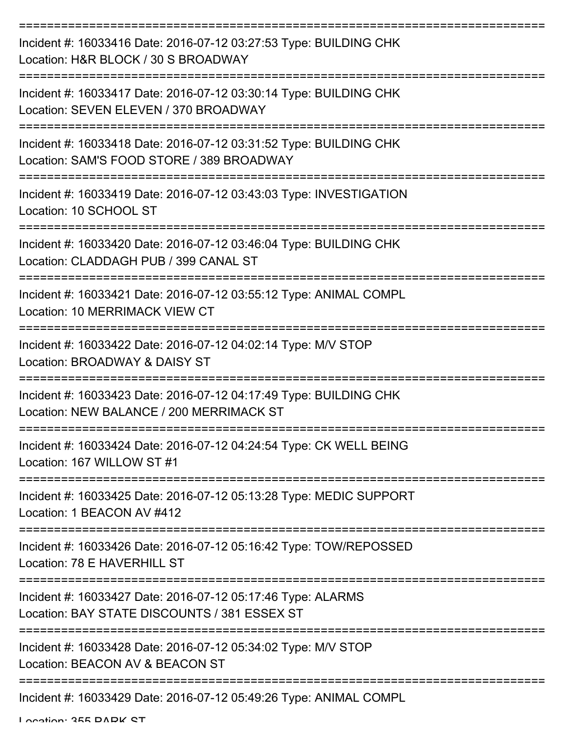===========================================================================

Incident #: 16033416 Date: 2016-07-12 03:27:53 Type: BUILDING CHK
Location: H&R BLOCK / 30 S BROADWAY

===========================================================================

Incident #: 16033417 Date: 2016-07-12 03:30:14 Type: BUILDING CHK
Location: SEVEN ELEVEN / 370 BROADWAY

===========================================================================

Incident #: 16033418 Date: 2016-07-12 03:31:52 Type: BUILDING CHK
Location: SAM'S FOOD STORE / 389 BROADWAY

===========================================================================

Incident #: 16033419 Date: 2016-07-12 03:43:03 Type: INVESTIGATION
Location: 10 SCHOOL ST

===========================================================================

Incident #: 16033420 Date: 2016-07-12 03:46:04 Type: BUILDING CHK
Location: CLADDAGH PUB / 399 CANAL ST

===========================================================================

Incident #: 16033421 Date: 2016-07-12 03:55:12 Type: ANIMAL COMPL
Location: 10 MERRIMACK VIEW CT

===========================================================================

Incident #: 16033422 Date: 2016-07-12 04:02:14 Type: M/V STOP
Location: BROADWAY & DAISY ST

===========================================================================

Incident #: 16033423 Date: 2016-07-12 04:17:49 Type: BUILDING CHK
Location: NEW BALANCE / 200 MERRIMACK ST

===========================================================================

Incident #: 16033424 Date: 2016-07-12 04:24:54 Type: CK WELL BEING
Location: 167 WILLOW ST #1

===========================================================================

Incident #: 16033425 Date: 2016-07-12 05:13:28 Type: MEDIC SUPPORT
Location: 1 BEACON AV #412

===========================================================================

Incident #: 16033426 Date: 2016-07-12 05:16:42 Type: TOW/REPOSSED
Location: 78 E HAVERHILL ST

===========================================================================

Incident #: 16033427 Date: 2016-07-12 05:17:46 Type: ALARMS
Location: BAY STATE DISCOUNTS / 381 ESSEX ST

===========================================================================

Incident #: 16033428 Date: 2016-07-12 05:34:02 Type: M/V STOP
Location: BEACON AV & BEACON ST

===========================================================================

Incident #: 16033429 Date: 2016-07-12 05:49:26 Type: ANIMAL COMPL
Location: 355 PARK ST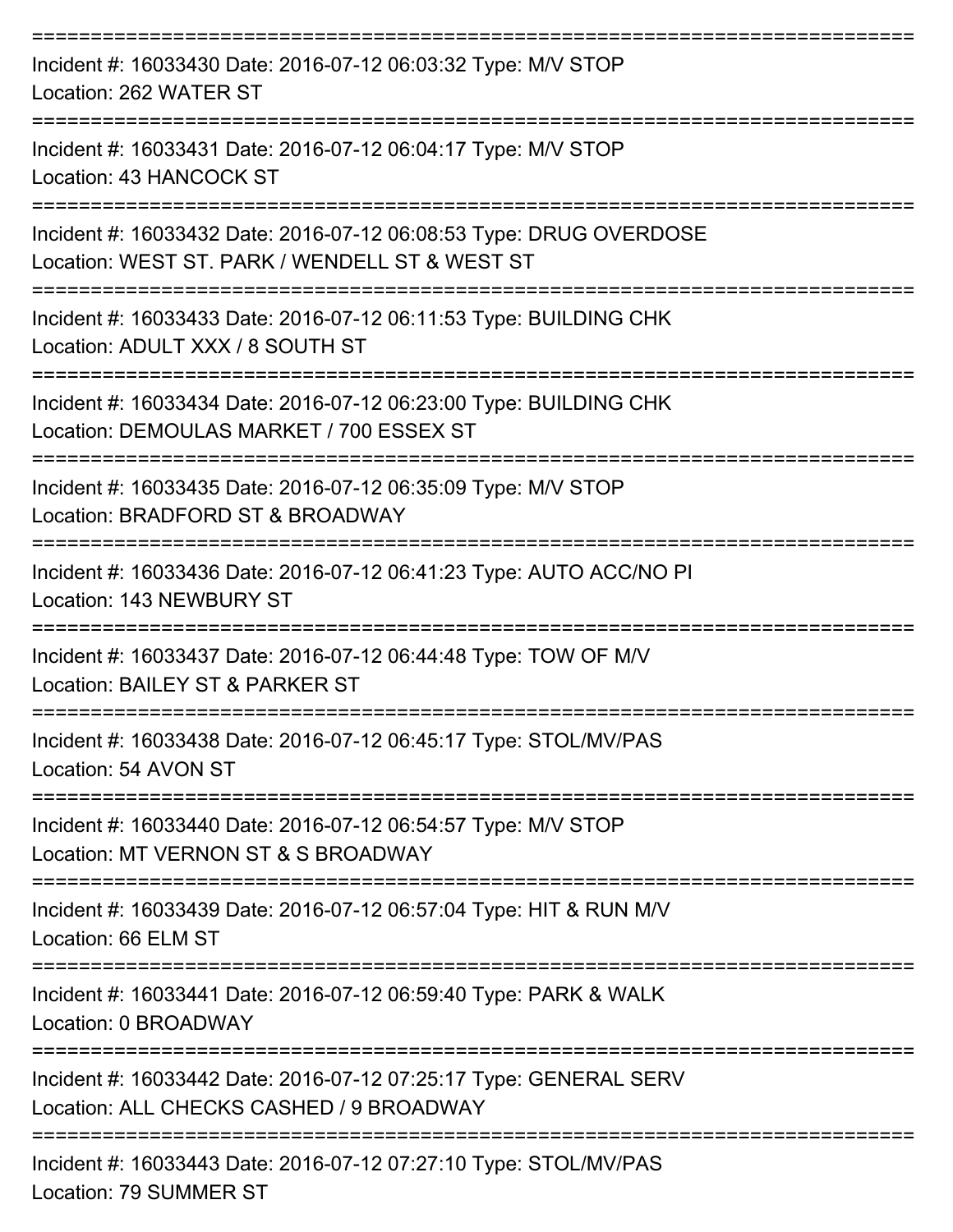===========================================================================

Incident #: 16033430 Date: 2016-07-12 06:03:32 Type: M/V STOP
Location: 262 WATER ST

===========================================================================

Incident #: 16033431 Date: 2016-07-12 06:04:17 Type: M/V STOP
Location: 43 HANCOCK ST

===========================================================================

Incident #: 16033432 Date: 2016-07-12 06:08:53 Type: DRUG OVERDOSE
Location: WEST ST. PARK / WENDELL ST & WEST ST

===========================================================================

Incident #: 16033433 Date: 2016-07-12 06:11:53 Type: BUILDING CHK
Location: ADULT XXX / 8 SOUTH ST

===========================================================================

Incident #: 16033434 Date: 2016-07-12 06:23:00 Type: BUILDING CHK
Location: DEMOULAS MARKET / 700 ESSEX ST

===========================================================================

Incident #: 16033435 Date: 2016-07-12 06:35:09 Type: M/V STOP
Location: BRADFORD ST & BROADWAY

===========================================================================

Incident #: 16033436 Date: 2016-07-12 06:41:23 Type: AUTO ACC/NO PI
Location: 143 NEWBURY ST

===========================================================================

Incident #: 16033437 Date: 2016-07-12 06:44:48 Type: TOW OF M/V
Location: BAILEY ST & PARKER ST

===========================================================================

Incident #: 16033438 Date: 2016-07-12 06:45:17 Type: STOL/MV/PAS
Location: 54 AVON ST

===========================================================================

Incident #: 16033440 Date: 2016-07-12 06:54:57 Type: M/V STOP
Location: MT VERNON ST & S BROADWAY

===========================================================================

Incident #: 16033439 Date: 2016-07-12 06:57:04 Type: HIT & RUN M/V
Location: 66 ELM ST

===========================================================================

Incident #: 16033441 Date: 2016-07-12 06:59:40 Type: PARK & WALK
Location: 0 BROADWAY

===========================================================================

Incident #: 16033442 Date: 2016-07-12 07:25:17 Type: GENERAL SERV
Location: ALL CHECKS CASHED / 9 BROADWAY

===========================================================================

Incident #: 16033443 Date: 2016-07-12 07:27:10 Type: STOL/MV/PAS
Location: 79 SUMMER ST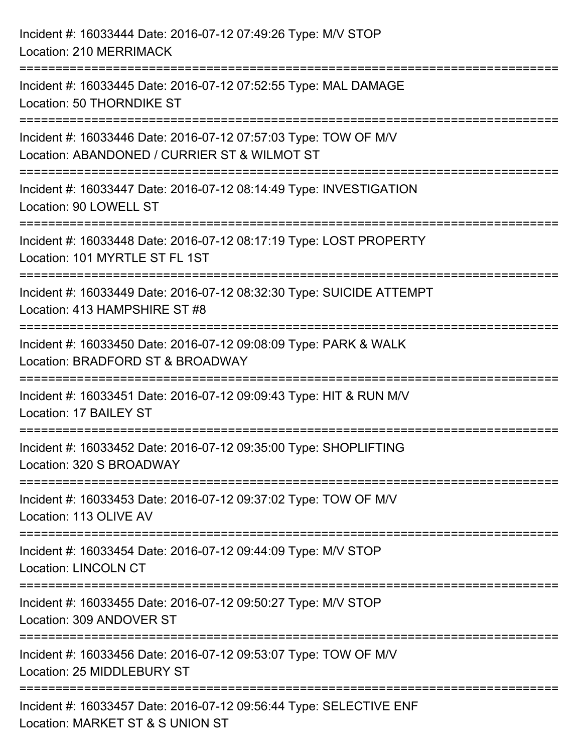Incident #: 16033444 Date: 2016-07-12 07:49:26 Type: M/V STOP
Location: 210 MERRIMACK

===========================================================================

Incident #: 16033445 Date: 2016-07-12 07:52:55 Type: MAL DAMAGE
Location: 50 THORNDIKE ST

===========================================================================

Incident #: 16033446 Date: 2016-07-12 07:57:03 Type: TOW OF M/V
Location: ABANDONED / CURRIER ST & WILMOT ST

===========================================================================

Incident #: 16033447 Date: 2016-07-12 08:14:49 Type: INVESTIGATION
Location: 90 LOWELL ST

===========================================================================

Incident #: 16033448 Date: 2016-07-12 08:17:19 Type: LOST PROPERTY
Location: 101 MYRTLE ST FL 1ST

===========================================================================

Incident #: 16033449 Date: 2016-07-12 08:32:30 Type: SUICIDE ATTEMPT
Location: 413 HAMPSHIRE ST #8

===========================================================================

Incident #: 16033450 Date: 2016-07-12 09:08:09 Type: PARK & WALK
Location: BRADFORD ST & BROADWAY

===========================================================================

Incident #: 16033451 Date: 2016-07-12 09:09:43 Type: HIT & RUN M/V
Location: 17 BAILEY ST

===========================================================================

Incident #: 16033452 Date: 2016-07-12 09:35:00 Type: SHOPLIFTING
Location: 320 S BROADWAY

===========================================================================

Incident #: 16033453 Date: 2016-07-12 09:37:02 Type: TOW OF M/V
Location: 113 OLIVE AV

===========================================================================

Incident #: 16033454 Date: 2016-07-12 09:44:09 Type: M/V STOP
Location: LINCOLN CT

===========================================================================

Incident #: 16033455 Date: 2016-07-12 09:50:27 Type: M/V STOP
Location: 309 ANDOVER ST

===========================================================================

Incident #: 16033456 Date: 2016-07-12 09:53:07 Type: TOW OF M/V
Location: 25 MIDDLEBURY ST

===========================================================================

Incident #: 16033457 Date: 2016-07-12 09:56:44 Type: SELECTIVE ENF
Location: MARKET ST & S UNION ST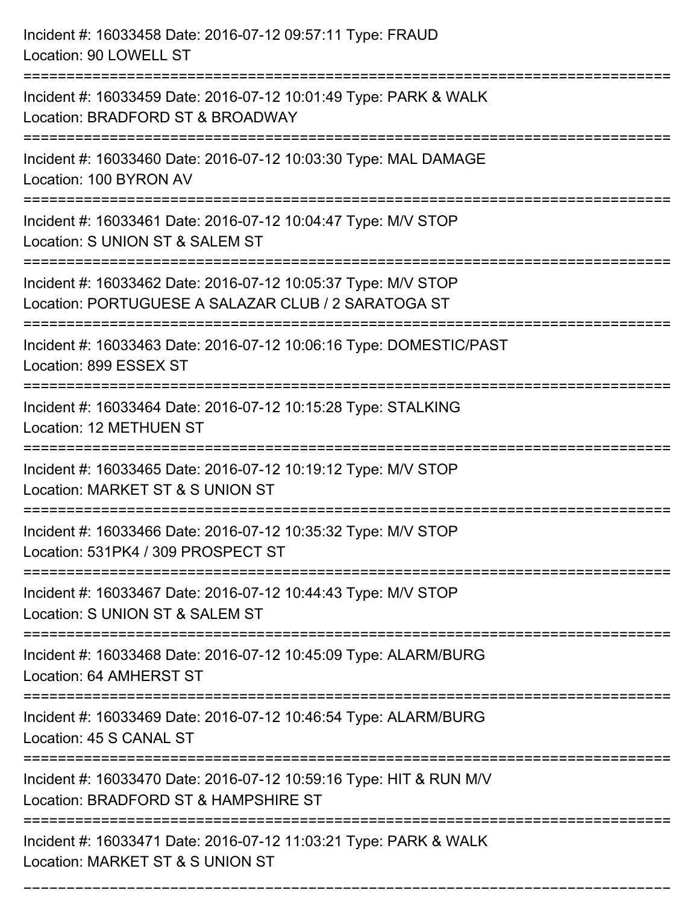Incident #: 16033458 Date: 2016-07-12 09:57:11 Type: FRAUD
Location: 90 LOWELL ST

===========================================================================

Incident #: 16033459 Date: 2016-07-12 10:01:49 Type: PARK & WALK
Location: BRADFORD ST & BROADWAY

===========================================================================

Incident #: 16033460 Date: 2016-07-12 10:03:30 Type: MAL DAMAGE
Location: 100 BYRON AV

===========================================================================

Incident #: 16033461 Date: 2016-07-12 10:04:47 Type: M/V STOP
Location: S UNION ST & SALEM ST

===========================================================================

Incident #: 16033462 Date: 2016-07-12 10:05:37 Type: M/V STOP
Location: PORTUGUESE A SALAZAR CLUB / 2 SARATOGA ST

===========================================================================

Incident #: 16033463 Date: 2016-07-12 10:06:16 Type: DOMESTIC/PAST
Location: 899 ESSEX ST

===========================================================================

Incident #: 16033464 Date: 2016-07-12 10:15:28 Type: STALKING
Location: 12 METHUEN ST

===========================================================================

Incident #: 16033465 Date: 2016-07-12 10:19:12 Type: M/V STOP
Location: MARKET ST & S UNION ST

===========================================================================

Incident #: 16033466 Date: 2016-07-12 10:35:32 Type: M/V STOP
Location: 531PK4 / 309 PROSPECT ST

===========================================================================

Incident #: 16033467 Date: 2016-07-12 10:44:43 Type: M/V STOP
Location: S UNION ST & SALEM ST

===========================================================================

Incident #: 16033468 Date: 2016-07-12 10:45:09 Type: ALARM/BURG
Location: 64 AMHERST ST

===========================================================================

Incident #: 16033469 Date: 2016-07-12 10:46:54 Type: ALARM/BURG
Location: 45 S CANAL ST

===========================================================================

Incident #: 16033470 Date: 2016-07-12 10:59:16 Type: HIT & RUN M/V
Location: BRADFORD ST & HAMPSHIRE ST

===========================================================================

Incident #: 16033471 Date: 2016-07-12 11:03:21 Type: PARK & WALK
Location: MARKET ST & S UNION ST

===========================================================================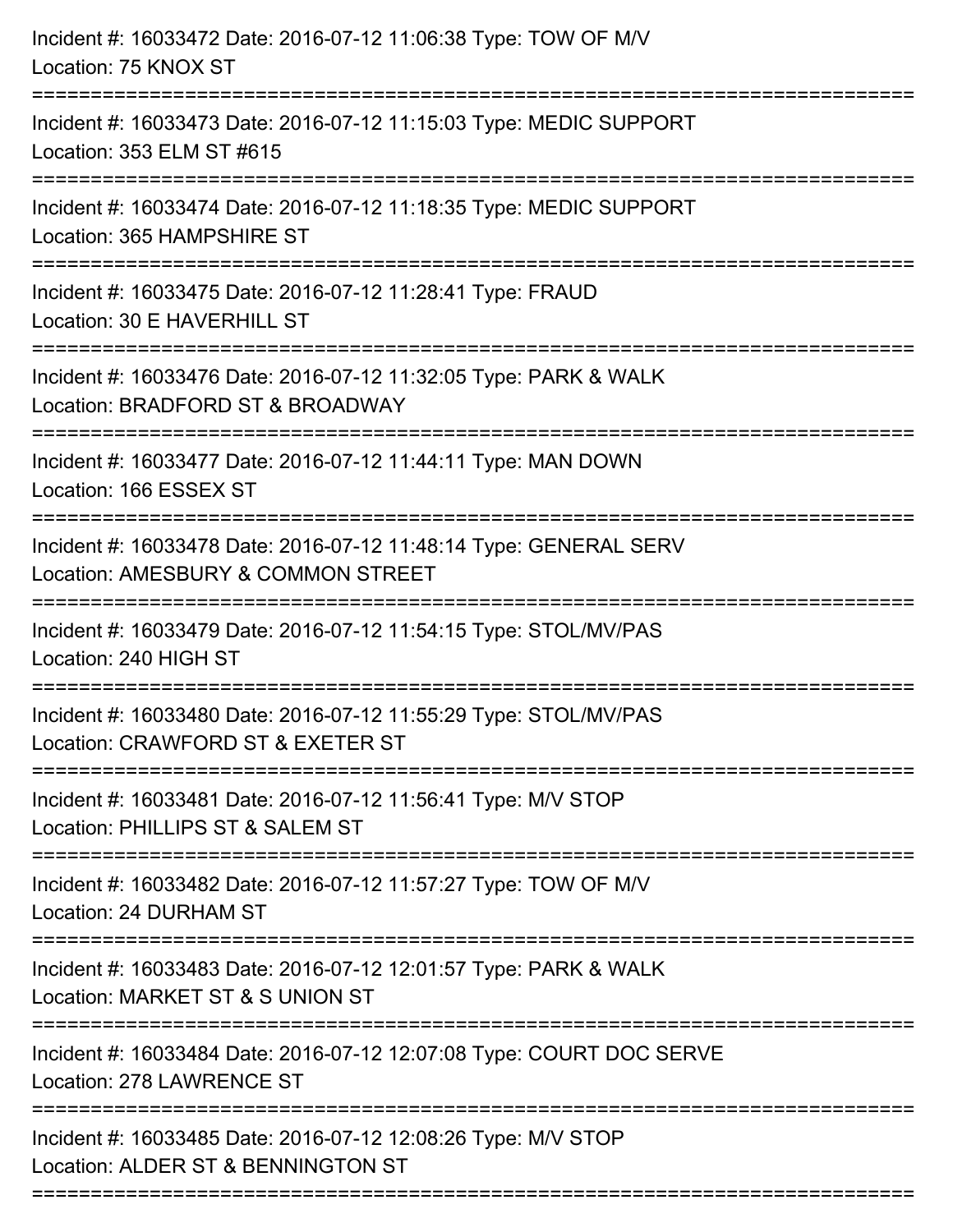Incident #: 16033472 Date: 2016-07-12 11:06:38 Type: TOW OF M/V
Location: 75 KNOX ST

===========================================================================

Incident #: 16033473 Date: 2016-07-12 11:15:03 Type: MEDIC SUPPORT
Location: 353 ELM ST #615

===========================================================================

Incident #: 16033474 Date: 2016-07-12 11:18:35 Type: MEDIC SUPPORT
Location: 365 HAMPSHIRE ST

===========================================================================

Incident #: 16033475 Date: 2016-07-12 11:28:41 Type: FRAUD
Location: 30 E HAVERHILL ST

===========================================================================

Incident #: 16033476 Date: 2016-07-12 11:32:05 Type: PARK & WALK
Location: BRADFORD ST & BROADWAY

===========================================================================

Incident #: 16033477 Date: 2016-07-12 11:44:11 Type: MAN DOWN
Location: 166 ESSEX ST

===========================================================================

Incident #: 16033478 Date: 2016-07-12 11:48:14 Type: GENERAL SERV
Location: AMESBURY & COMMON STREET

===========================================================================

Incident #: 16033479 Date: 2016-07-12 11:54:15 Type: STOL/MV/PAS
Location: 240 HIGH ST

===========================================================================

Incident #: 16033480 Date: 2016-07-12 11:55:29 Type: STOL/MV/PAS
Location: CRAWFORD ST & EXETER ST

===========================================================================

Incident #: 16033481 Date: 2016-07-12 11:56:41 Type: M/V STOP
Location: PHILLIPS ST & SALEM ST

===========================================================================

Incident #: 16033482 Date: 2016-07-12 11:57:27 Type: TOW OF M/V
Location: 24 DURHAM ST

===========================================================================

Incident #: 16033483 Date: 2016-07-12 12:01:57 Type: PARK & WALK
Location: MARKET ST & S UNION ST

===========================================================================

Incident #: 16033484 Date: 2016-07-12 12:07:08 Type: COURT DOC SERVE
Location: 278 LAWRENCE ST

===========================================================================

Incident #: 16033485 Date: 2016-07-12 12:08:26 Type: M/V STOP
Location: ALDER ST & BENNINGTON ST

===========================================================================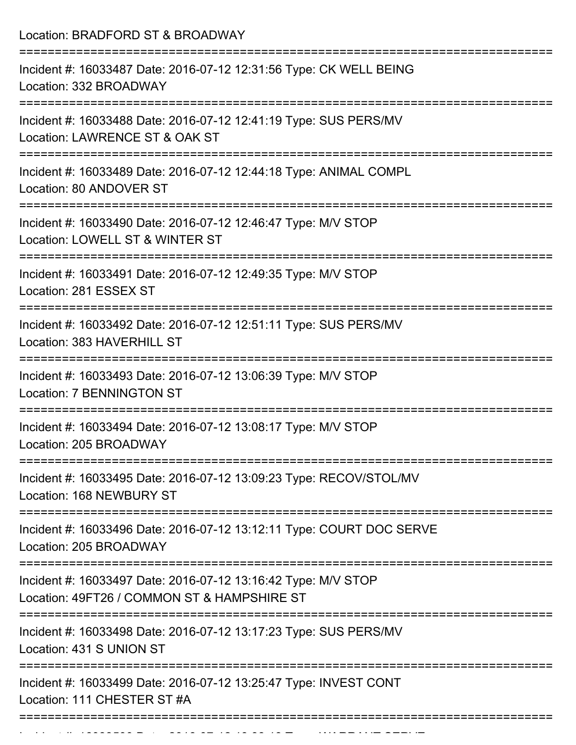Location: BRADFORD ST & BROADWAY

===========================================================================

Incident #: 16033487 Date: 2016-07-12 12:31:56 Type: CK WELL BEING
Location: 332 BROADWAY

===========================================================================

Incident #: 16033488 Date: 2016-07-12 12:41:19 Type: SUS PERS/MV
Location: LAWRENCE ST & OAK ST

===========================================================================

Incident #: 16033489 Date: 2016-07-12 12:44:18 Type: ANIMAL COMPL
Location: 80 ANDOVER ST

===========================================================================

Incident #: 16033490 Date: 2016-07-12 12:46:47 Type: M/V STOP
Location: LOWELL ST & WINTER ST

===========================================================================

Incident #: 16033491 Date: 2016-07-12 12:49:35 Type: M/V STOP
Location: 281 ESSEX ST

===========================================================================

Incident #: 16033492 Date: 2016-07-12 12:51:11 Type: SUS PERS/MV
Location: 383 HAVERHILL ST

===========================================================================

Incident #: 16033493 Date: 2016-07-12 13:06:39 Type: M/V STOP
Location: 7 BENNINGTON ST

===========================================================================

Incident #: 16033494 Date: 2016-07-12 13:08:17 Type: M/V STOP
Location: 205 BROADWAY

===========================================================================

Incident #: 16033495 Date: 2016-07-12 13:09:23 Type: RECOV/STOL/MV
Location: 168 NEWBURY ST

===========================================================================

Incident #: 16033496 Date: 2016-07-12 13:12:11 Type: COURT DOC SERVE
Location: 205 BROADWAY

===========================================================================

Incident #: 16033497 Date: 2016-07-12 13:16:42 Type: M/V STOP
Location: 49FT26 / COMMON ST & HAMPSHIRE ST

===========================================================================

Incident #: 16033498 Date: 2016-07-12 13:17:23 Type: SUS PERS/MV
Location: 431 S UNION ST

===========================================================================

Incident #: 16033499 Date: 2016-07-12 13:25:47 Type: INVEST CONT
Location: 111 CHESTER ST #A

===========================================================================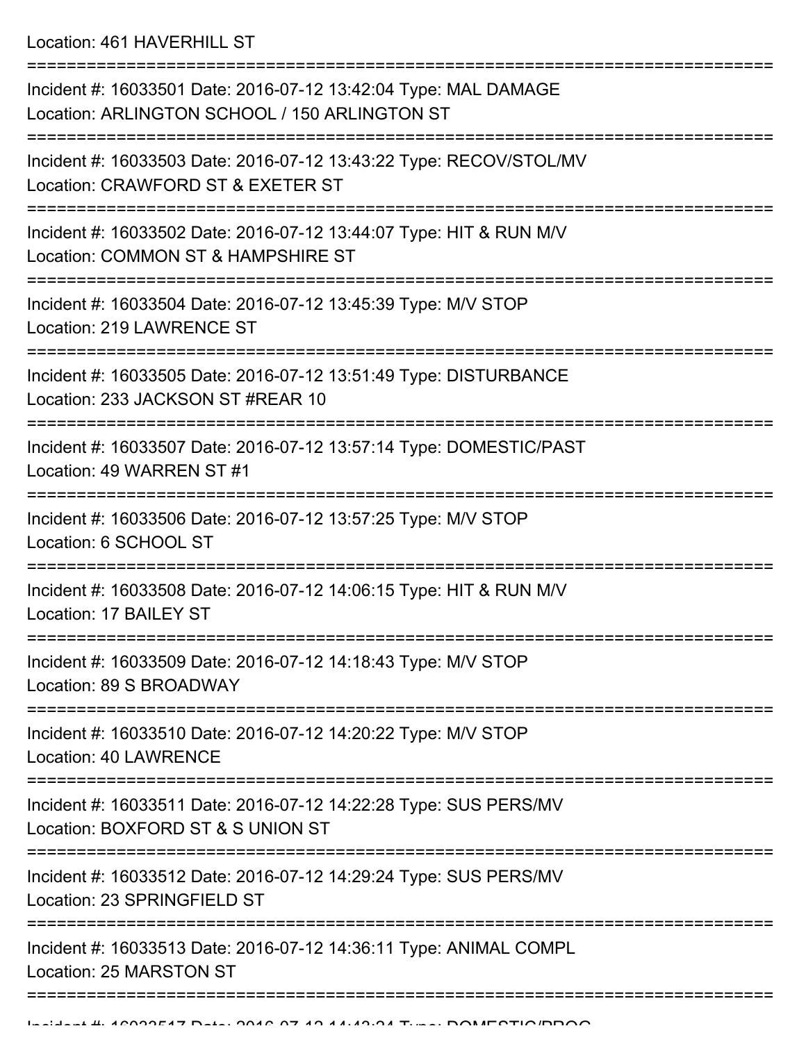Location: 461 HAVERHILL ST

===========================================================================

Incident #: 16033501 Date: 2016-07-12 13:42:04 Type: MAL DAMAGE
Location: ARLINGTON SCHOOL / 150 ARLINGTON ST

===========================================================================

Incident #: 16033503 Date: 2016-07-12 13:43:22 Type: RECOV/STOL/MV
Location: CRAWFORD ST & EXETER ST

===========================================================================

Incident #: 16033502 Date: 2016-07-12 13:44:07 Type: HIT & RUN M/V
Location: COMMON ST & HAMPSHIRE ST

===========================================================================

Incident #: 16033504 Date: 2016-07-12 13:45:39 Type: M/V STOP
Location: 219 LAWRENCE ST

===========================================================================

Incident #: 16033505 Date: 2016-07-12 13:51:49 Type: DISTURBANCE
Location: 233 JACKSON ST #REAR 10

===========================================================================

Incident #: 16033507 Date: 2016-07-12 13:57:14 Type: DOMESTIC/PAST
Location: 49 WARREN ST #1

===========================================================================

Incident #: 16033506 Date: 2016-07-12 13:57:25 Type: M/V STOP
Location: 6 SCHOOL ST

===========================================================================

Incident #: 16033508 Date: 2016-07-12 14:06:15 Type: HIT & RUN M/V
Location: 17 BAILEY ST

===========================================================================

Incident #: 16033509 Date: 2016-07-12 14:18:43 Type: M/V STOP
Location: 89 S BROADWAY

===========================================================================

Incident #: 16033510 Date: 2016-07-12 14:20:22 Type: M/V STOP
Location: 40 LAWRENCE

===========================================================================

Incident #: 16033511 Date: 2016-07-12 14:22:28 Type: SUS PERS/MV
Location: BOXFORD ST & S UNION ST

===========================================================================

Incident #: 16033512 Date: 2016-07-12 14:29:24 Type: SUS PERS/MV
Location: 23 SPRINGFIELD ST

===========================================================================

Incident #: 16033513 Date: 2016-07-12 14:36:11 Type: ANIMAL COMPL
Location: 25 MARSTON ST

===========================================================================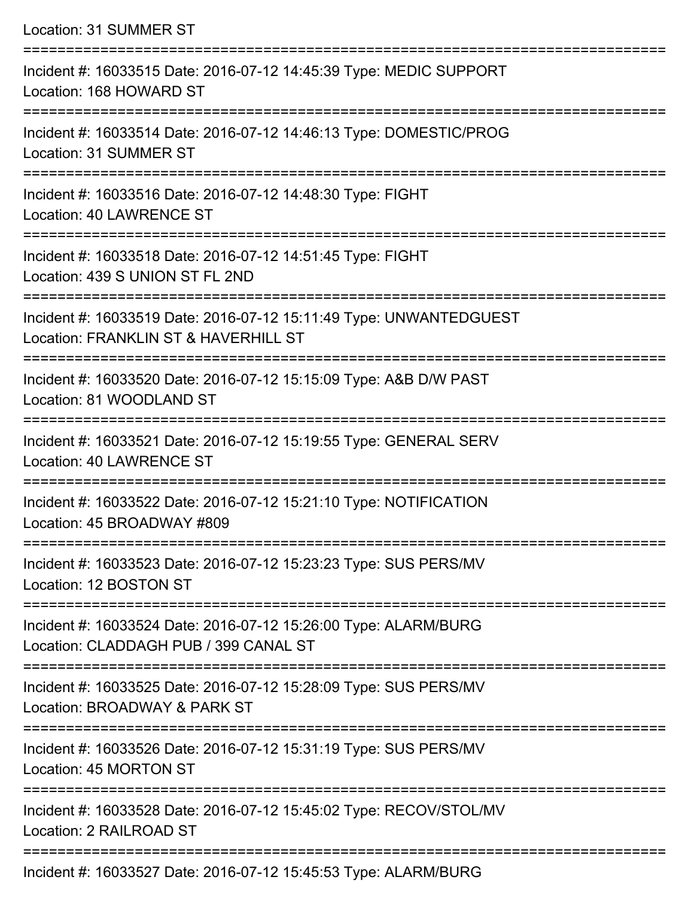Location: 31 SUMMER ST

===========================================================================

Incident #: 16033515 Date: 2016-07-12 14:45:39 Type: MEDIC SUPPORT
Location: 168 HOWARD ST

===========================================================================

Incident #: 16033514 Date: 2016-07-12 14:46:13 Type: DOMESTIC/PROG
Location: 31 SUMMER ST

===========================================================================

Incident #: 16033516 Date: 2016-07-12 14:48:30 Type: FIGHT
Location: 40 LAWRENCE ST

===========================================================================

Incident #: 16033518 Date: 2016-07-12 14:51:45 Type: FIGHT
Location: 439 S UNION ST FL 2ND

===========================================================================

Incident #: 16033519 Date: 2016-07-12 15:11:49 Type: UNWANTEDGUEST
Location: FRANKLIN ST & HAVERHILL ST

===========================================================================

Incident #: 16033520 Date: 2016-07-12 15:15:09 Type: A&B D/W PAST
Location: 81 WOODLAND ST

===========================================================================

Incident #: 16033521 Date: 2016-07-12 15:19:55 Type: GENERAL SERV
Location: 40 LAWRENCE ST

===========================================================================

Incident #: 16033522 Date: 2016-07-12 15:21:10 Type: NOTIFICATION
Location: 45 BROADWAY #809

===========================================================================

Incident #: 16033523 Date: 2016-07-12 15:23:23 Type: SUS PERS/MV
Location: 12 BOSTON ST

===========================================================================

Incident #: 16033524 Date: 2016-07-12 15:26:00 Type: ALARM/BURG
Location: CLADDAGH PUB / 399 CANAL ST

===========================================================================

Incident #: 16033525 Date: 2016-07-12 15:28:09 Type: SUS PERS/MV
Location: BROADWAY & PARK ST

===========================================================================

Incident #: 16033526 Date: 2016-07-12 15:31:19 Type: SUS PERS/MV
Location: 45 MORTON ST

===========================================================================

Incident #: 16033528 Date: 2016-07-12 15:45:02 Type: RECOV/STOL/MV
Location: 2 RAILROAD ST

===========================================================================

Incident #: 16033527 Date: 2016-07-12 15:45:53 Type: ALARM/BURG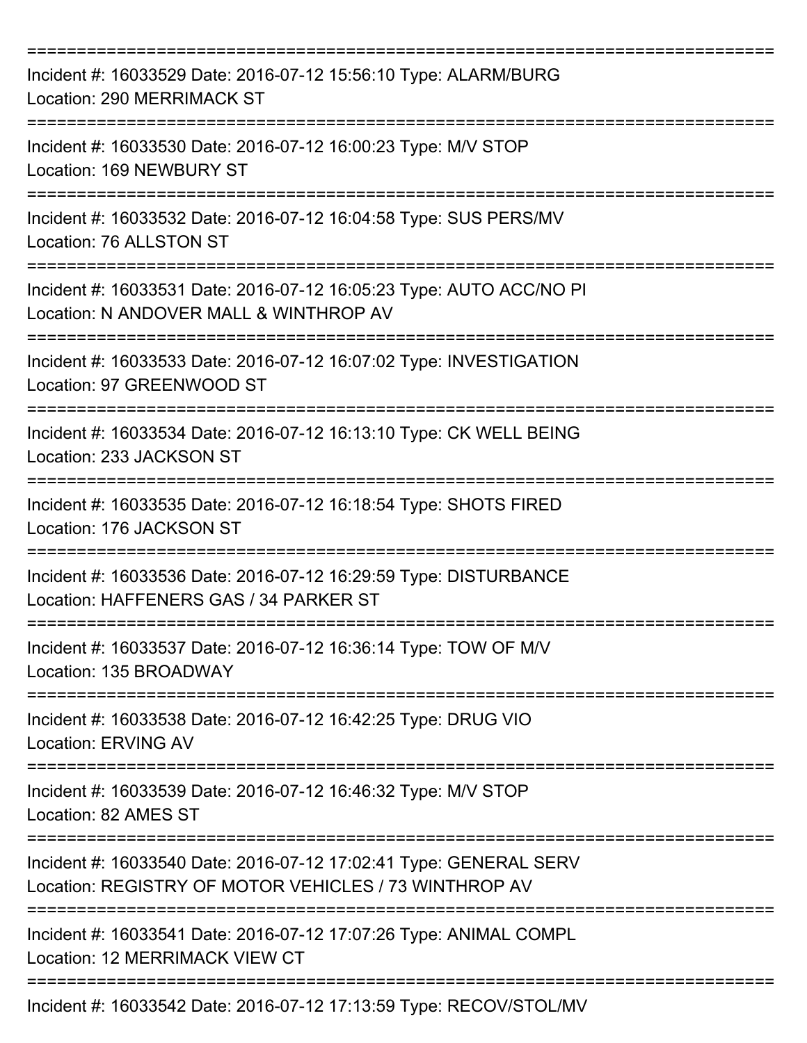===========================================================================

Incident #: 16033529 Date: 2016-07-12 15:56:10 Type: ALARM/BURG
Location: 290 MERRIMACK ST

===========================================================================

Incident #: 16033530 Date: 2016-07-12 16:00:23 Type: M/V STOP
Location: 169 NEWBURY ST

===========================================================================

Incident #: 16033532 Date: 2016-07-12 16:04:58 Type: SUS PERS/MV
Location: 76 ALLSTON ST

===========================================================================

Incident #: 16033531 Date: 2016-07-12 16:05:23 Type: AUTO ACC/NO PI
Location: N ANDOVER MALL & WINTHROP AV

===========================================================================

Incident #: 16033533 Date: 2016-07-12 16:07:02 Type: INVESTIGATION
Location: 97 GREENWOOD ST

===========================================================================

Incident #: 16033534 Date: 2016-07-12 16:13:10 Type: CK WELL BEING
Location: 233 JACKSON ST

===========================================================================

Incident #: 16033535 Date: 2016-07-12 16:18:54 Type: SHOTS FIRED
Location: 176 JACKSON ST

===========================================================================

Incident #: 16033536 Date: 2016-07-12 16:29:59 Type: DISTURBANCE
Location: HAFFENERS GAS / 34 PARKER ST

===========================================================================

Incident #: 16033537 Date: 2016-07-12 16:36:14 Type: TOW OF M/V
Location: 135 BROADWAY

===========================================================================

Incident #: 16033538 Date: 2016-07-12 16:42:25 Type: DRUG VIO
Location: ERVING AV

===========================================================================

Incident #: 16033539 Date: 2016-07-12 16:46:32 Type: M/V STOP
Location: 82 AMES ST

===========================================================================

Incident #: 16033540 Date: 2016-07-12 17:02:41 Type: GENERAL SERV
Location: REGISTRY OF MOTOR VEHICLES / 73 WINTHROP AV

===========================================================================

Incident #: 16033541 Date: 2016-07-12 17:07:26 Type: ANIMAL COMPL
Location: 12 MERRIMACK VIEW CT

===========================================================================

Incident #: 16033542 Date: 2016-07-12 17:13:59 Type: RECOV/STOL/MV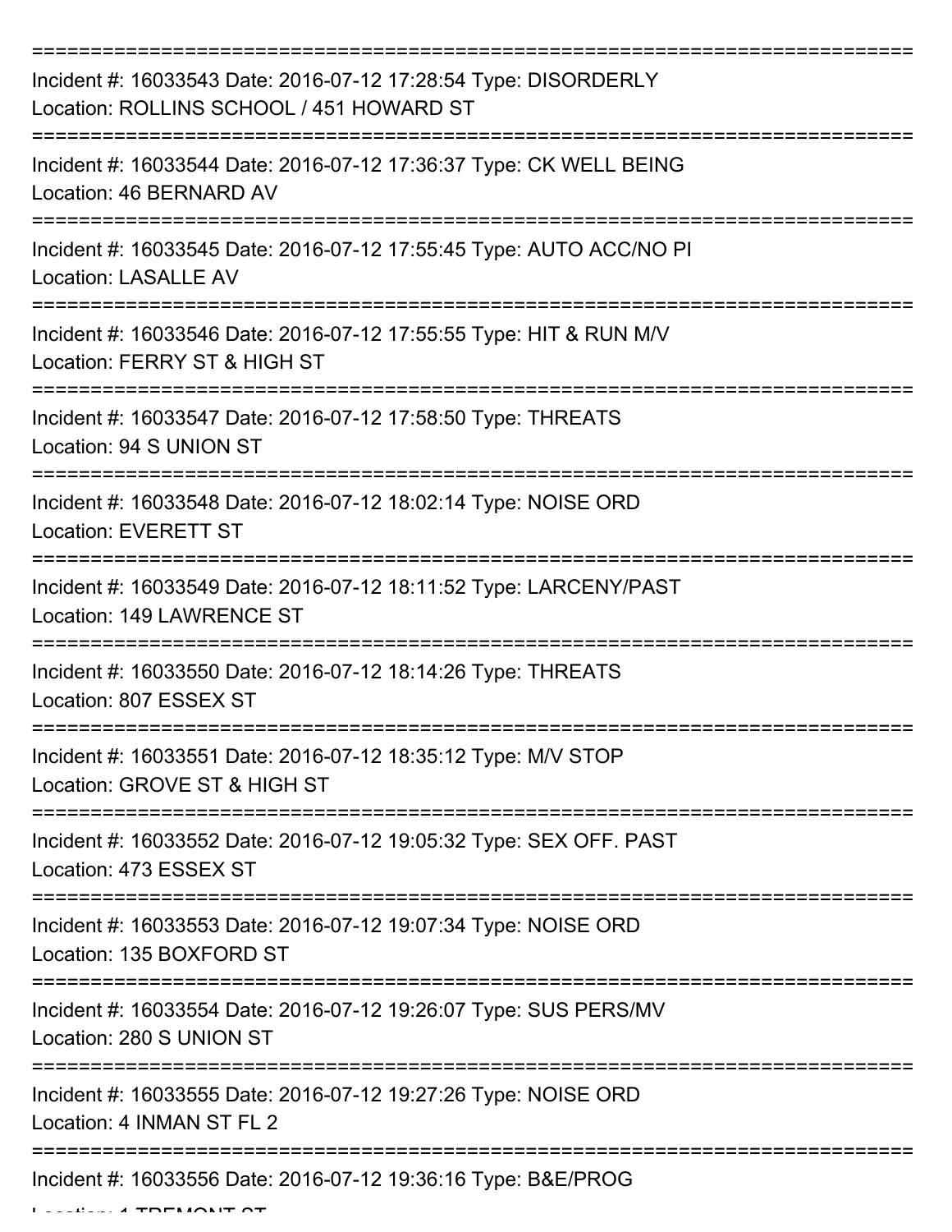===========================================================================

Incident #: 16033543 Date: 2016-07-12 17:28:54 Type: DISORDERLY

Location: ROLLINS SCHOOL / 451 HOWARD ST

===========================================================================

Incident #: 16033544 Date: 2016-07-12 17:36:37 Type: CK WELL BEING

Location: 46 BERNARD AV

===========================================================================

Incident #: 16033545 Date: 2016-07-12 17:55:45 Type: AUTO ACC/NO PI

Location: LASALLE AV

===========================================================================

Incident #: 16033546 Date: 2016-07-12 17:55:55 Type: HIT & RUN M/V

Location: FERRY ST & HIGH ST

===========================================================================

Incident #: 16033547 Date: 2016-07-12 17:58:50 Type: THREATS

Location: 94 S UNION ST

===========================================================================

Incident #: 16033548 Date: 2016-07-12 18:02:14 Type: NOISE ORD

Location: EVERETT ST

===========================================================================

Incident #: 16033549 Date: 2016-07-12 18:11:52 Type: LARCENY/PAST

Location: 149 LAWRENCE ST

===========================================================================

Incident #: 16033550 Date: 2016-07-12 18:14:26 Type: THREATS

Location: 807 ESSEX ST

===========================================================================

Incident #: 16033551 Date: 2016-07-12 18:35:12 Type: M/V STOP

Location: GROVE ST & HIGH ST

===========================================================================

Incident #: 16033552 Date: 2016-07-12 19:05:32 Type: SEX OFF. PAST

Location: 473 ESSEX ST

===========================================================================

Incident #: 16033553 Date: 2016-07-12 19:07:34 Type: NOISE ORD

Location: 135 BOXFORD ST

===========================================================================

Incident #: 16033554 Date: 2016-07-12 19:26:07 Type: SUS PERS/MV

Location: 280 S UNION ST

===========================================================================

Incident #: 16033555 Date: 2016-07-12 19:27:26 Type: NOISE ORD

Location: 4 INMAN ST FL 2

===========================================================================

Incident #: 16033556 Date: 2016-07-12 19:36:16 Type: B&E/PROG

Location: 1 TREMONT ST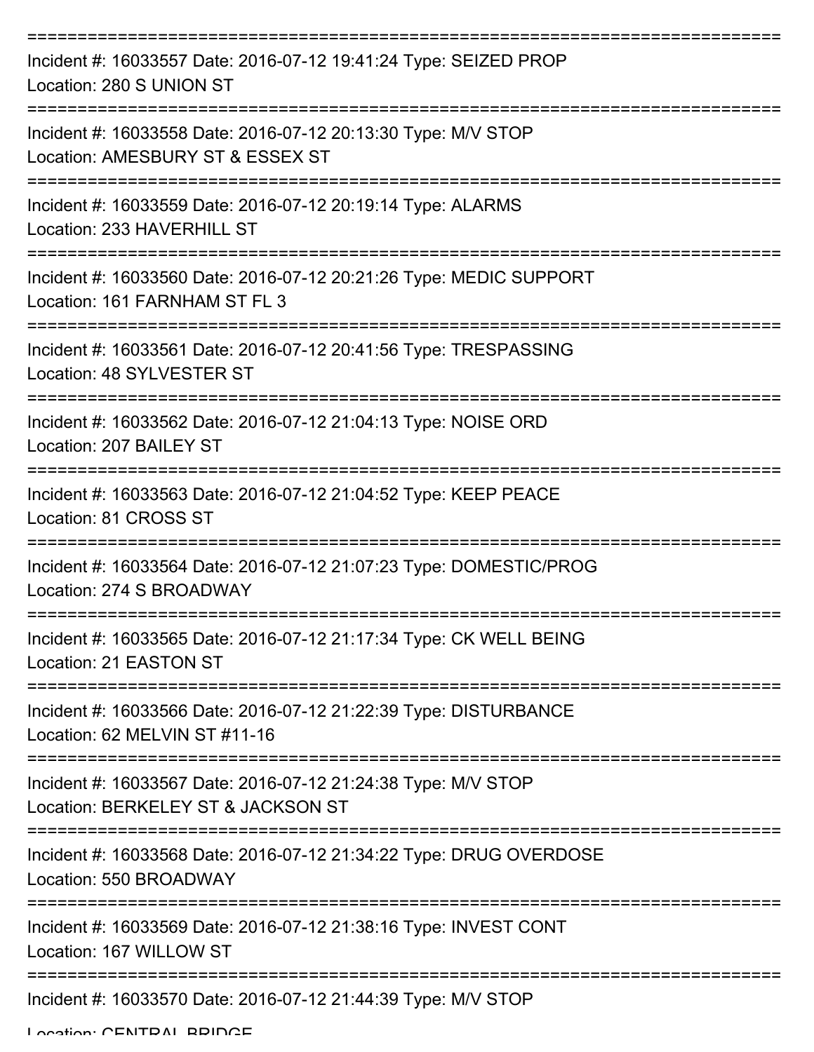===========================================================================

Incident #: 16033557 Date: 2016-07-12 19:41:24 Type: SEIZED PROP
Location: 280 S UNION ST

===========================================================================

Incident #: 16033558 Date: 2016-07-12 20:13:30 Type: M/V STOP
Location: AMESBURY ST & ESSEX ST

===========================================================================

Incident #: 16033559 Date: 2016-07-12 20:19:14 Type: ALARMS
Location: 233 HAVERHILL ST

===========================================================================

Incident #: 16033560 Date: 2016-07-12 20:21:26 Type: MEDIC SUPPORT
Location: 161 FARNHAM ST FL 3

===========================================================================

Incident #: 16033561 Date: 2016-07-12 20:41:56 Type: TRESPASSING
Location: 48 SYLVESTER ST

===========================================================================

Incident #: 16033562 Date: 2016-07-12 21:04:13 Type: NOISE ORD
Location: 207 BAILEY ST

===========================================================================

Incident #: 16033563 Date: 2016-07-12 21:04:52 Type: KEEP PEACE
Location: 81 CROSS ST

===========================================================================

Incident #: 16033564 Date: 2016-07-12 21:07:23 Type: DOMESTIC/PROG
Location: 274 S BROADWAY

===========================================================================

Incident #: 16033565 Date: 2016-07-12 21:17:34 Type: CK WELL BEING
Location: 21 EASTON ST

===========================================================================

Incident #: 16033566 Date: 2016-07-12 21:22:39 Type: DISTURBANCE
Location: 62 MELVIN ST #11-16

===========================================================================

Incident #: 16033567 Date: 2016-07-12 21:24:38 Type: M/V STOP
Location: BERKELEY ST & JACKSON ST

===========================================================================

Incident #: 16033568 Date: 2016-07-12 21:34:22 Type: DRUG OVERDOSE
Location: 550 BROADWAY

===========================================================================

Incident #: 16033569 Date: 2016-07-12 21:38:16 Type: INVEST CONT
Location: 167 WILLOW ST

===========================================================================

Incident #: 16033570 Date: 2016-07-12 21:44:39 Type: M/V STOP
Location: CENTRAL BRIDGE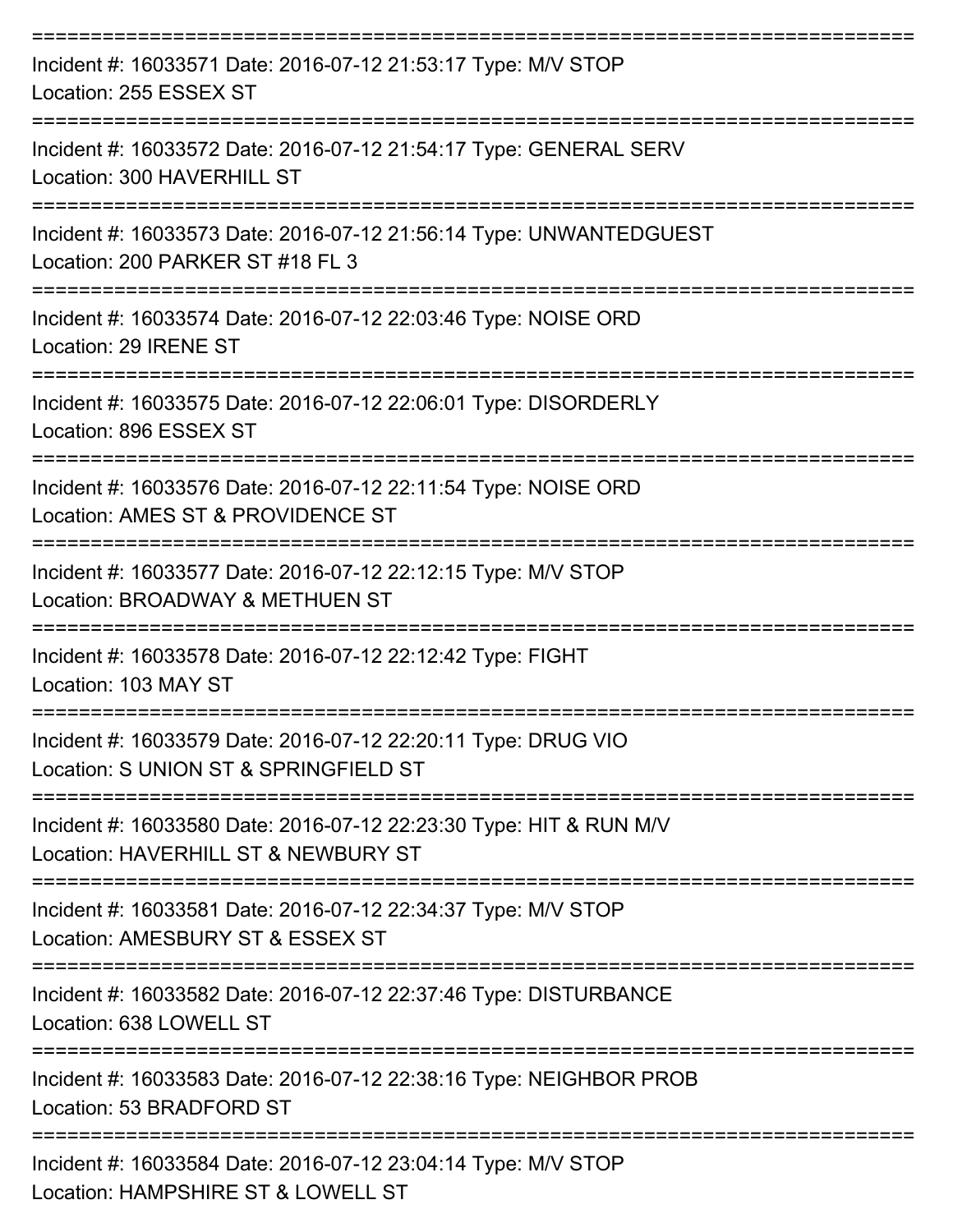===========================================================================

Incident #: 16033571 Date: 2016-07-12 21:53:17 Type: M/V STOP
Location: 255 ESSEX ST

===========================================================================

Incident #: 16033572 Date: 2016-07-12 21:54:17 Type: GENERAL SERV
Location: 300 HAVERHILL ST

===========================================================================

Incident #: 16033573 Date: 2016-07-12 21:56:14 Type: UNWANTEDGUEST
Location: 200 PARKER ST #18 FL 3

===========================================================================

Incident #: 16033574 Date: 2016-07-12 22:03:46 Type: NOISE ORD
Location: 29 IRENE ST

===========================================================================

Incident #: 16033575 Date: 2016-07-12 22:06:01 Type: DISORDERLY
Location: 896 ESSEX ST

===========================================================================

Incident #: 16033576 Date: 2016-07-12 22:11:54 Type: NOISE ORD
Location: AMES ST & PROVIDENCE ST

===========================================================================

Incident #: 16033577 Date: 2016-07-12 22:12:15 Type: M/V STOP
Location: BROADWAY & METHUEN ST

===========================================================================

Incident #: 16033578 Date: 2016-07-12 22:12:42 Type: FIGHT
Location: 103 MAY ST

===========================================================================

Incident #: 16033579 Date: 2016-07-12 22:20:11 Type: DRUG VIO
Location: S UNION ST & SPRINGFIELD ST

===========================================================================

Incident #: 16033580 Date: 2016-07-12 22:23:30 Type: HIT & RUN M/V
Location: HAVERHILL ST & NEWBURY ST

===========================================================================

Incident #: 16033581 Date: 2016-07-12 22:34:37 Type: M/V STOP
Location: AMESBURY ST & ESSEX ST

===========================================================================

Incident #: 16033582 Date: 2016-07-12 22:37:46 Type: DISTURBANCE
Location: 638 LOWELL ST

===========================================================================

Incident #: 16033583 Date: 2016-07-12 22:38:16 Type: NEIGHBOR PROB
Location: 53 BRADFORD ST

===========================================================================

Incident #: 16033584 Date: 2016-07-12 23:04:14 Type: M/V STOP
Location: HAMPSHIRE ST & LOWELL ST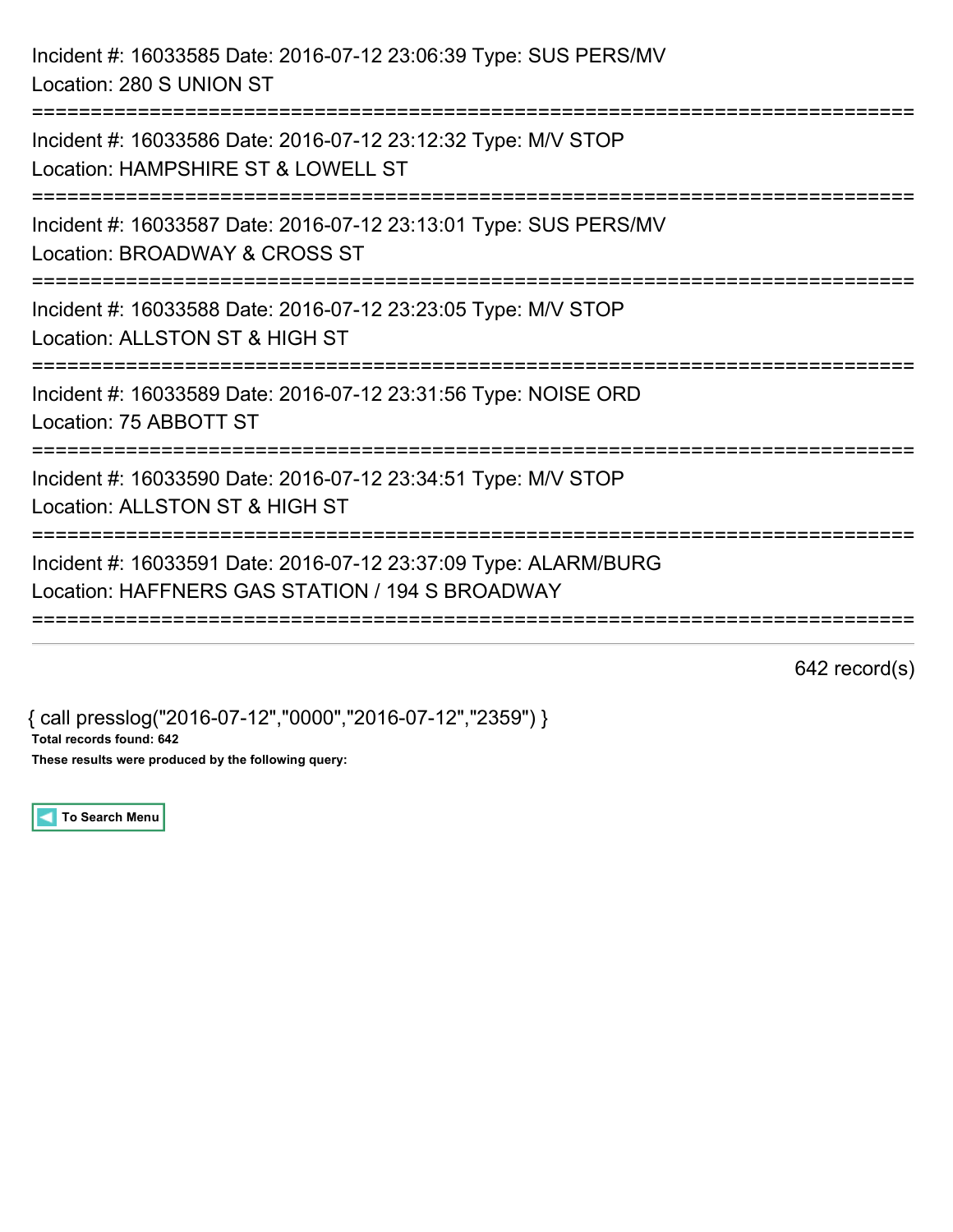Incident #: 16033585 Date: 2016-07-12 23:06:39 Type: SUS PERS/MV
Location: 280 S UNION ST

===========================================================================

Incident #: 16033586 Date: 2016-07-12 23:12:32 Type: M/V STOP
Location: HAMPSHIRE ST & LOWELL ST

===========================================================================

Incident #: 16033587 Date: 2016-07-12 23:13:01 Type: SUS PERS/MV
Location: BROADWAY & CROSS ST

===========================================================================

Incident #: 16033588 Date: 2016-07-12 23:23:05 Type: M/V STOP
Location: ALLSTON ST & HIGH ST

===========================================================================

Incident #: 16033589 Date: 2016-07-12 23:31:56 Type: NOISE ORD
Location: 75 ABBOTT ST

===========================================================================

Incident #: 16033590 Date: 2016-07-12 23:34:51 Type: M/V STOP
Location: ALLSTON ST & HIGH ST

===========================================================================

Incident #: 16033591 Date: 2016-07-12 23:37:09 Type: ALARM/BURG
Location: HAFFNERS GAS STATION / 194 S BROADWAY

===========================================================================

642 record(s)

{ call presslog("2016-07-12","0000","2016-07-12","2359") }

**Total records found: 642**

**These results were produced by the following query:**

To Search Menu